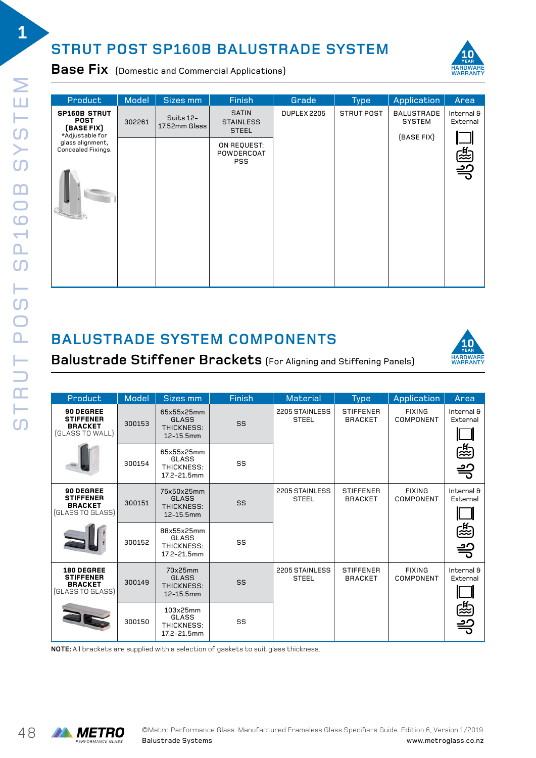# STRUT POST SP160B BALUSTRADE SYSTEM

## Base Fix (Domestic and Commercial Applications)

10 YEAR HARDWARE WARRANTY

| Product | Model | Sizes mm | Finish | Grade | Type | Application | Area |
|---|---|---|---|---|---|---|---|
| **SP160B STRUT POST (BASE FIX)** *Adjustable for glass alignment, Concealed Fixings. | 302261 | Suits 12–17.52mm Glass | SATIN STAINLESS STEEL | DUPLEX 2205 | STRUT POST | BALUSTRADE SYSTEM (BASE FIX) | Internal & External |
| | | | ON REQUEST: POWDERCOAT PSS | | | | |

# BALUSTRADE SYSTEM COMPONENTS

## Balustrade Stiffener Brackets (For Aligning and Stiffening Panels)

10 YEAR HARDWARE WARRANTY

| Product | Model | Sizes mm | Finish | Material | Type | Application | Area |
|---|---|---|---|---|---|---|---|
| **90 DEGREE STIFFENER BRACKET** (GLASS TO WALL) | 300153 | 65x55x25mm GLASS THICKNESS: 12-15.5mm | SS | 2205 STAINLESS STEEL | STIFFENER BRACKET | FIXING COMPONENT | Internal & External |
| | 300154 | 65x55x25mm GLASS THICKNESS: 17.2-21.5mm | SS | | | | |
| **90 DEGREE STIFFENER BRACKET** (GLASS TO GLASS) | 300151 | 75x50x25mm GLASS THICKNESS: 12-15.5mm | SS | 2205 STAINLESS STEEL | STIFFENER BRACKET | FIXING COMPONENT | Internal & External |
| | 300152 | 88x55x25mm GLASS THICKNESS: 17.2-21.5mm | SS | | | | |
| **180 DEGREE STIFFENER BRACKET** (GLASS TO GLASS) | 300149 | 70x25mm GLASS THICKNESS: 12-15.5mm | SS | 2205 STAINLESS STEEL | STIFFENER BRACKET | FIXING COMPONENT | Internal & External |
| | 300150 | 103x25mm GLASS THICKNESS: 17.2-21.5mm | SS | | | | |

**NOTE:** All brackets are supplied with a selection of gaskets to suit glass thickness.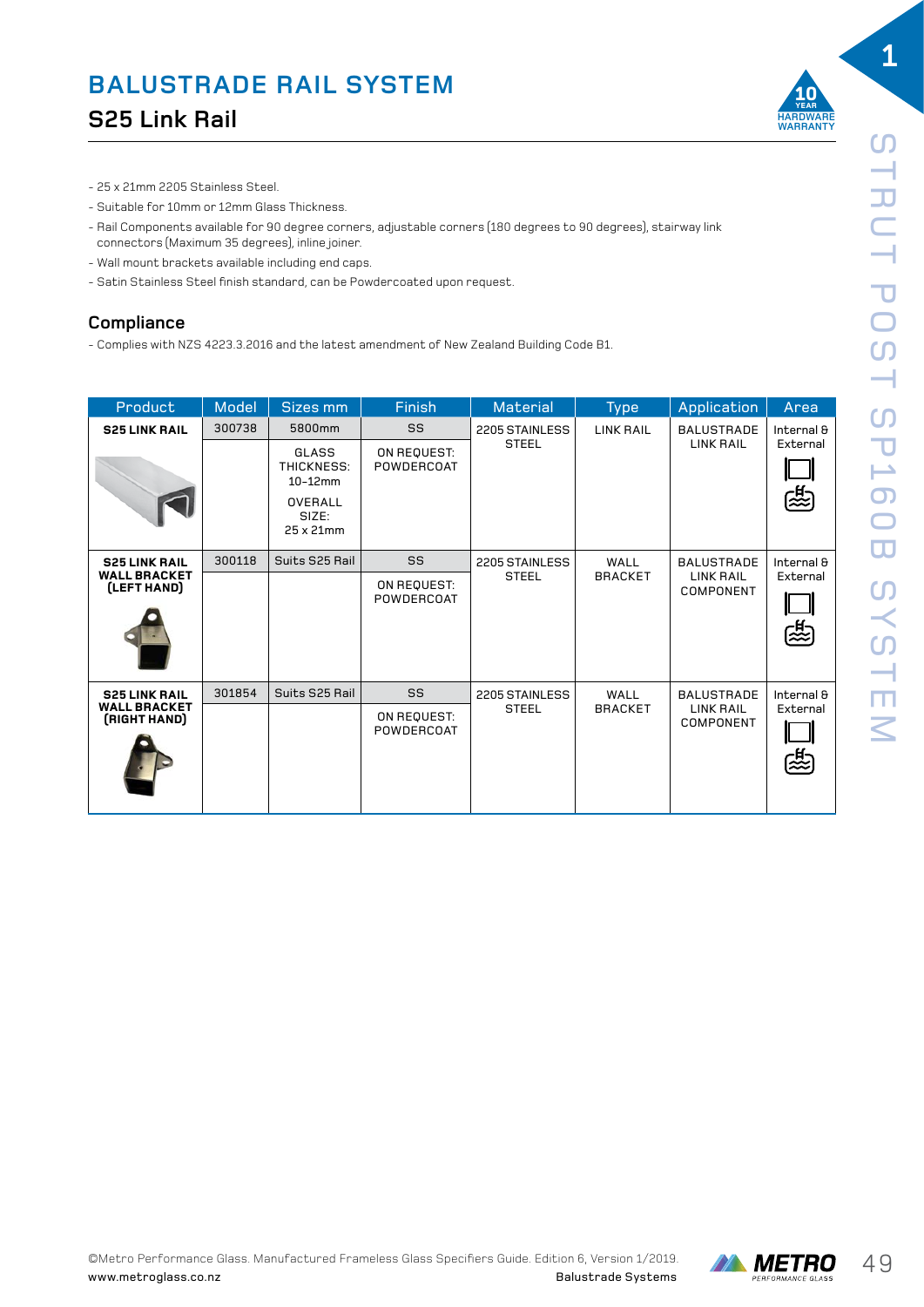# BALUSTRADE RAIL SYSTEM

## S25 Link Rail

- 25 x 21mm 2205 Stainless Steel.
- Suitable for 10mm or 12mm Glass Thickness.
- Rail Components available for 90 degree corners, adjustable corners (180 degrees to 90 degrees), stairway link connectors (Maximum 35 degrees), inline joiner.
- Wall mount brackets available including end caps.
- Satin Stainless Steel finish standard, can be Powdercoated upon request.

### Compliance

- Complies with NZS 4223.3.2016 and the latest amendment of New Zealand Building Code B1.

| Product | Model | Sizes mm | Finish | Material | Type | Application | Area |
|---|---|---|---|---|---|---|---|
| **S25 LINK RAIL** | 300738 | 5800mm | SS | 2205 STAINLESS STEEL | LINK RAIL | BALUSTRADE LINK RAIL | Internal & External |
| | | GLASS THICKNESS: 10-12mm<br>OVERALL SIZE: 25 x 21mm | ON REQUEST: POWDERCOAT | | | | |
| **S25 LINK RAIL WALL BRACKET (LEFT HAND)** | 300118 | Suits S25 Rail | SS | 2205 STAINLESS STEEL | WALL BRACKET | BALUSTRADE LINK RAIL COMPONENT | Internal & External |
| | | | ON REQUEST: POWDERCOAT | | | | |
| **S25 LINK RAIL WALL BRACKET (RIGHT HAND)** | 301854 | Suits S25 Rail | SS | 2205 STAINLESS STEEL | WALL BRACKET | BALUSTRADE LINK RAIL COMPONENT | Internal & External |
| | | | ON REQUEST: POWDERCOAT | | | | |

©Metro Performance Glass. Manufactured Frameless Glass Specifiers Guide. Edition 6, Version 1/2019.
www.metroglass.co.nz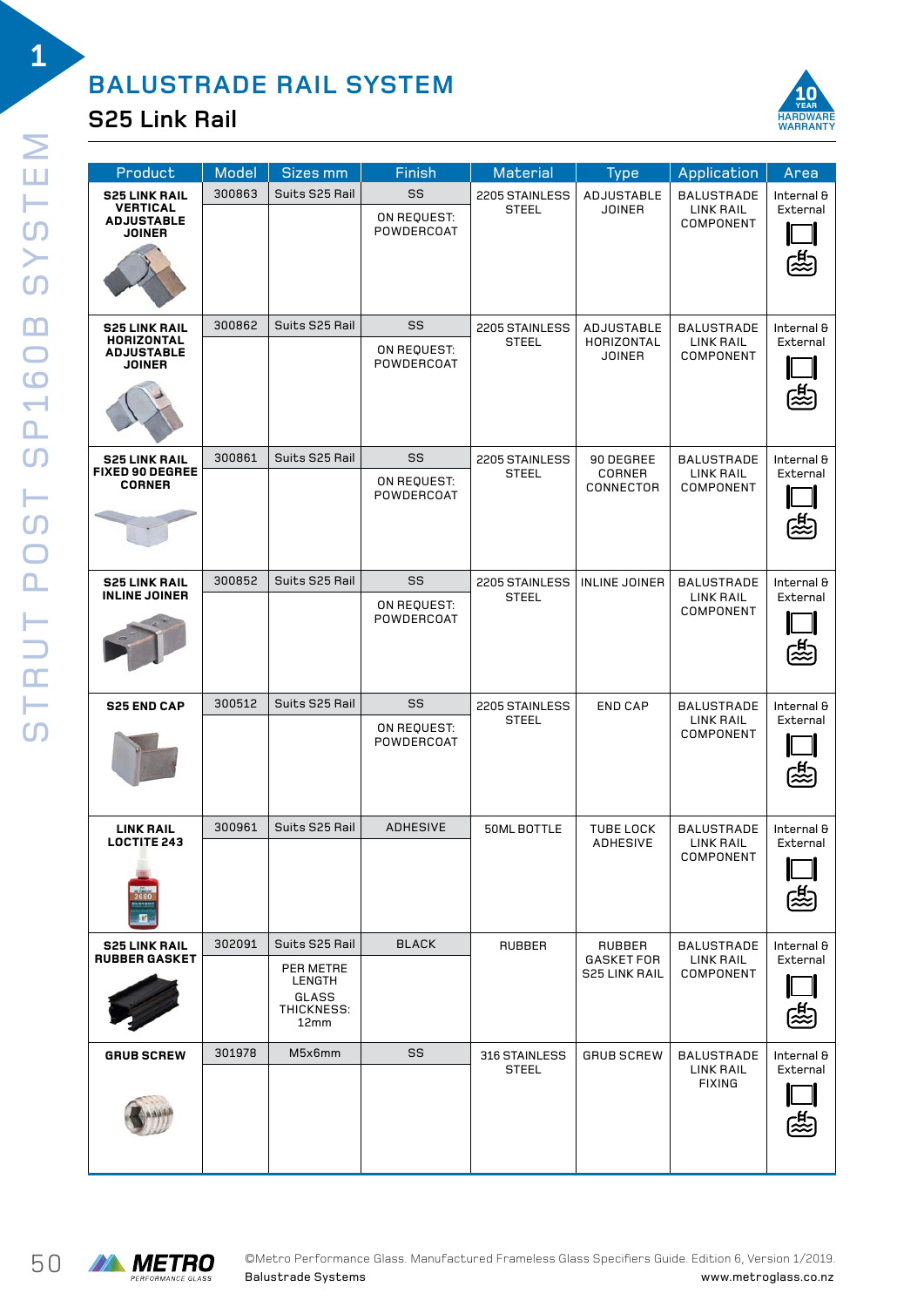# BALUSTRADE RAIL SYSTEM

## S25 Link Rail

10 YEAR HARDWARE WARRANTY

| Product | Model | Sizes mm | Finish | Material | Type | Application | Area |
|---|---|---|---|---|---|---|---|
| **S25 LINK RAIL VERTICAL ADJUSTABLE JOINER** | 300863 | Suits S25 Rail | SS<br>ON REQUEST: POWDERCOAT | 2205 STAINLESS STEEL | ADJUSTABLE JOINER | BALUSTRADE LINK RAIL COMPONENT | Internal & External |
| **S25 LINK RAIL HORIZONTAL ADJUSTABLE JOINER** | 300862 | Suits S25 Rail | SS<br>ON REQUEST: POWDERCOAT | 2205 STAINLESS STEEL | ADJUSTABLE HORIZONTAL JOINER | BALUSTRADE LINK RAIL COMPONENT | Internal & External |
| **S25 LINK RAIL FIXED 90 DEGREE CORNER** | 300861 | Suits S25 Rail | SS<br>ON REQUEST: POWDERCOAT | 2205 STAINLESS STEEL | 90 DEGREE CORNER CONNECTOR | BALUSTRADE LINK RAIL COMPONENT | Internal & External |
| **S25 LINK RAIL INLINE JOINER** | 300852 | Suits S25 Rail | SS<br>ON REQUEST: POWDERCOAT | 2205 STAINLESS STEEL | INLINE JOINER | BALUSTRADE LINK RAIL COMPONENT | Internal & External |
| **S25 END CAP** | 300512 | Suits S25 Rail | SS<br>ON REQUEST: POWDERCOAT | 2205 STAINLESS STEEL | END CAP | BALUSTRADE LINK RAIL COMPONENT | Internal & External |
| **LINK RAIL LOCTITE 243** | 300961 | Suits S25 Rail | ADHESIVE | 50ML BOTTLE | TUBE LOCK ADHESIVE | BALUSTRADE LINK RAIL COMPONENT | Internal & External |
| **S25 LINK RAIL RUBBER GASKET** | 302091 | Suits S25 Rail<br>PER METRE LENGTH<br>GLASS THICKNESS: 12mm | BLACK | RUBBER | RUBBER GASKET FOR S25 LINK RAIL | BALUSTRADE LINK RAIL COMPONENT | Internal & External |
| **GRUB SCREW** | 301978 | M5x6mm | SS | 316 STAINLESS STEEL | GRUB SCREW | BALUSTRADE LINK RAIL FIXING | Internal & External |

©Metro Performance Glass. Manufactured Frameless Glass Specifiers Guide. Edition 6, Version 1/2019.
Balustrade Systems
www.metroglass.co.nz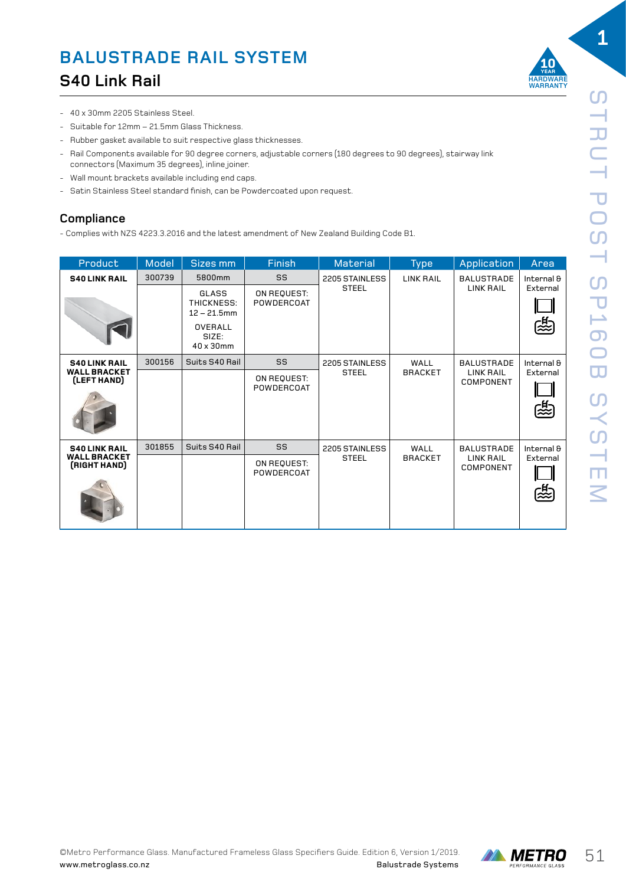# BALUSTRADE RAIL SYSTEM

## S40 Link Rail

- 40 x 30mm 2205 Stainless Steel.
- Suitable for 12mm – 21.5mm Glass Thickness.
- Rubber gasket available to suit respective glass thicknesses.
- Rail Components available for 90 degree corners, adjustable corners (180 degrees to 90 degrees), stairway link connectors (Maximum 35 degrees), inline joiner.
- Wall mount brackets available including end caps.
- Satin Stainless Steel standard finish, can be Powdercoated upon request.

### Compliance

- Complies with NZS 4223.3.2016 and the latest amendment of New Zealand Building Code B1.

| Product | Model | Sizes mm | Finish | Material | Type | Application | Area |
|---|---|---|---|---|---|---|---|
| **S40 LINK RAIL** | 300739 | 5800mm | SS | 2205 STAINLESS STEEL | LINK RAIL | BALUSTRADE LINK RAIL | Internal & External |
| | | GLASS THICKNESS: 12 – 21.5mm<br>OVERALL SIZE: 40 x 30mm | ON REQUEST: POWDERCOAT | | | | |
| **S40 LINK RAIL WALL BRACKET (LEFT HAND)** | 300156 | Suits S40 Rail | SS | 2205 STAINLESS STEEL | WALL BRACKET | BALUSTRADE LINK RAIL COMPONENT | Internal & External |
| | | | ON REQUEST: POWDERCOAT | | | | |
| **S40 LINK RAIL WALL BRACKET (RIGHT HAND)** | 301855 | Suits S40 Rail | SS | 2205 STAINLESS STEEL | WALL BRACKET | BALUSTRADE LINK RAIL COMPONENT | Internal & External |
| | | | ON REQUEST: POWDERCOAT | | | | |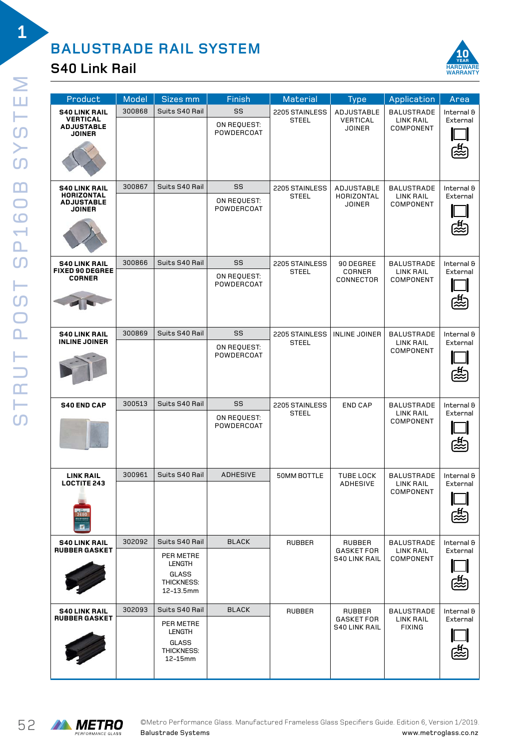# BALUSTRADE RAIL SYSTEM

## S40 Link Rail

10 YEAR HARDWARE WARRANTY

| Product | Model | Sizes mm | Finish | Material | Type | Application | Area |
|---|---|---|---|---|---|---|---|
| **S40 LINK RAIL VERTICAL ADJUSTABLE JOINER** | 300868 | Suits S40 Rail | SS | 2205 STAINLESS STEEL | ADJUSTABLE VERTICAL JOINER | BALUSTRADE LINK RAIL COMPONENT | Internal & External |
| | | | ON REQUEST: POWDERCOAT | | | | |
| **S40 LINK RAIL HORIZONTAL ADJUSTABLE JOINER** | 300867 | Suits S40 Rail | SS | 2205 STAINLESS STEEL | ADJUSTABLE HORIZONTAL JOINER | BALUSTRADE LINK RAIL COMPONENT | Internal & External |
| | | | ON REQUEST: POWDERCOAT | | | | |
| **S40 LINK RAIL FIXED 90 DEGREE CORNER** | 300866 | Suits S40 Rail | SS | 2205 STAINLESS STEEL | 90 DEGREE CORNER CONNECTOR | BALUSTRADE LINK RAIL COMPONENT | Internal & External |
| | | | ON REQUEST: POWDERCOAT | | | | |
| **S40 LINK RAIL INLINE JOINER** | 300869 | Suits S40 Rail | SS | 2205 STAINLESS STEEL | INLINE JOINER | BALUSTRADE LINK RAIL COMPONENT | Internal & External |
| | | | ON REQUEST: POWDERCOAT | | | | |
| **S40 END CAP** | 300513 | Suits S40 Rail | SS | 2205 STAINLESS STEEL | END CAP | BALUSTRADE LINK RAIL COMPONENT | Internal & External |
| | | | ON REQUEST: POWDERCOAT | | | | |
| **LINK RAIL LOCTITE 243** | 300961 | Suits S40 Rail | ADHESIVE | 50MM BOTTLE | TUBE LOCK ADHESIVE | BALUSTRADE LINK RAIL COMPONENT | Internal & External |
| **S40 LINK RAIL RUBBER GASKET** | 302092 | Suits S40 Rail | BLACK | RUBBER | RUBBER GASKET FOR S40 LINK RAIL | BALUSTRADE LINK RAIL COMPONENT | Internal & External |
| | | PER METRE LENGTH GLASS THICKNESS: 12-13.5mm | | | | | |
| **S40 LINK RAIL RUBBER GASKET** | 302093 | Suits S40 Rail | BLACK | RUBBER | RUBBER GASKET FOR S40 LINK RAIL | BALUSTRADE LINK RAIL FIXING | Internal & External |
| | | PER METRE LENGTH GLASS THICKNESS: 12-15mm | | | | | |

©Metro Performance Glass. Manufactured Frameless Glass Specifiers Guide. Edition 6, Version 1/2019.
Balustrade Systems
www.metroglass.co.nz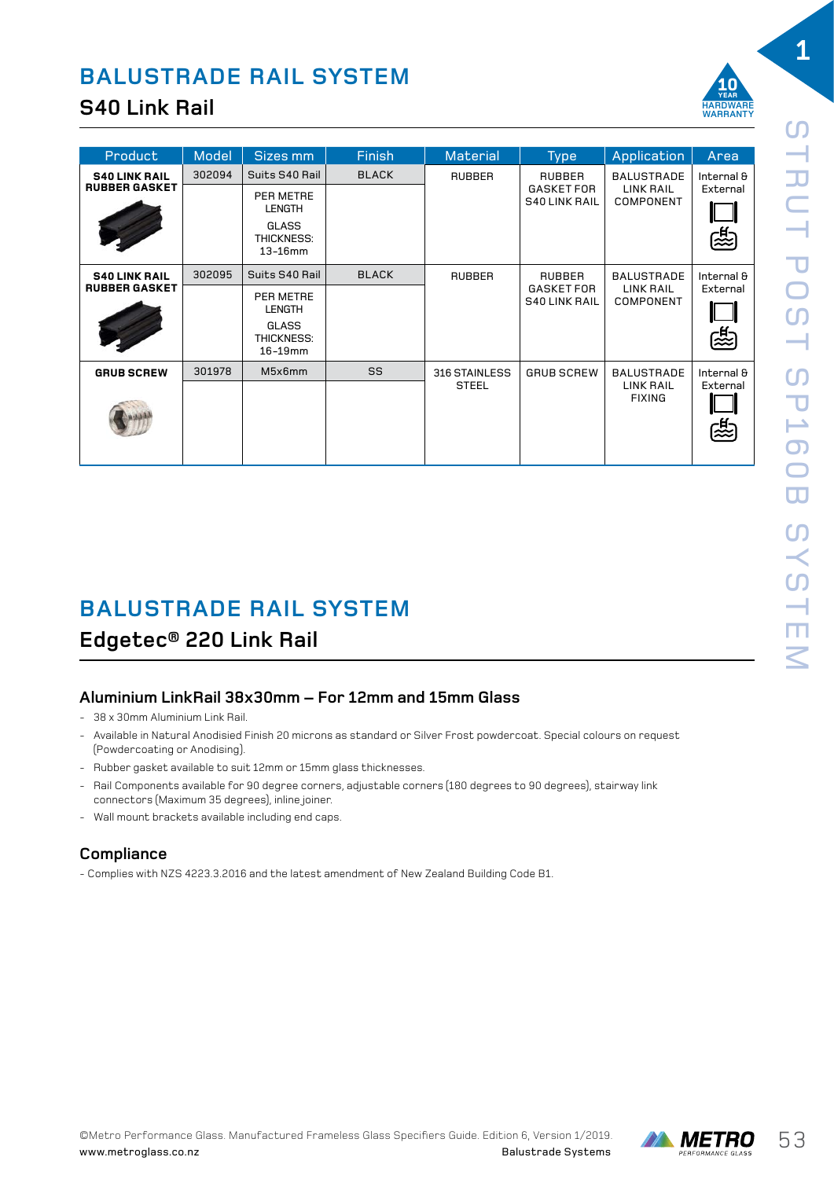# BALUSTRADE RAIL SYSTEM

## S40 Link Rail

10 YEAR HARDWARE WARRANTY

| Product | Model | Sizes mm | Finish | Material | Type | Application | Area |
|---|---|---|---|---|---|---|---|
| **S40 LINK RAIL RUBBER GASKET** | 302094 | Suits S40 Rail<br>PER METRE LENGTH<br>GLASS THICKNESS: 13-16mm | BLACK | RUBBER | RUBBER GASKET FOR S40 LINK RAIL | BALUSTRADE LINK RAIL COMPONENT | Internal & External |
| **S40 LINK RAIL RUBBER GASKET** | 302095 | Suits S40 Rail<br>PER METRE LENGTH<br>GLASS THICKNESS: 16-19mm | BLACK | RUBBER | RUBBER GASKET FOR S40 LINK RAIL | BALUSTRADE LINK RAIL COMPONENT | Internal & External |
| **GRUB SCREW** | 301978 | M5x6mm | SS | 316 STAINLESS STEEL | GRUB SCREW | BALUSTRADE LINK RAIL FIXING | Internal & External |

# BALUSTRADE RAIL SYSTEM

## Edgetec® 220 Link Rail

### Aluminium LinkRail 38x30mm – For 12mm and 15mm Glass

- 38 x 30mm Aluminium Link Rail.
- Available in Natural Anodisied Finish 20 microns as standard or Silver Frost powdercoat. Special colours on request (Powdercoating or Anodising).
- Rubber gasket available to suit 12mm or 15mm glass thicknesses.
- Rail Components available for 90 degree corners, adjustable corners (180 degrees to 90 degrees), stairway link connectors (Maximum 35 degrees), inline joiner.
- Wall mount brackets available including end caps.

### Compliance

- Complies with NZS 4223.3.2016 and the latest amendment of New Zealand Building Code B1.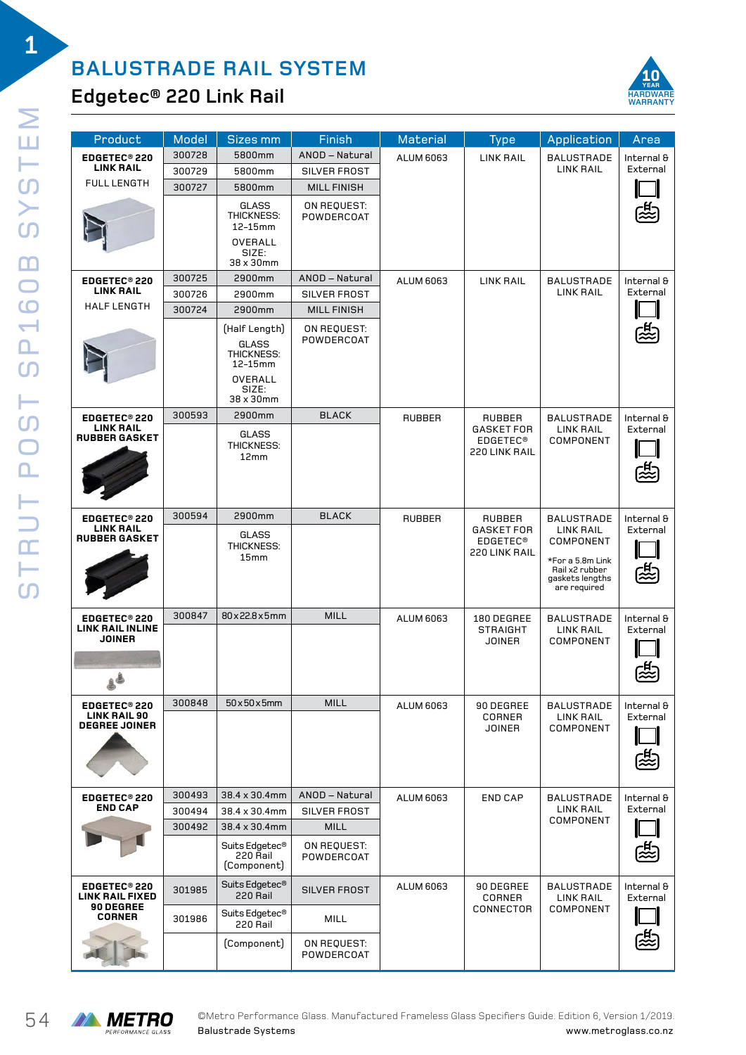# BALUSTRADE RAIL SYSTEM

## Edgetec® 220 Link Rail

10 YEAR HARDWARE WARRANTY

| Product | Model | Sizes mm | Finish | Material | Type | Application | Area |
|---|---|---|---|---|---|---|---|
| **EDGETEC® 220 LINK RAIL** FULL LENGTH | 300728 | 5800mm | ANOD – Natural | ALUM 6063 | LINK RAIL | BALUSTRADE LINK RAIL | Internal & External |
| | 300729 | 5800mm | SILVER FROST | | | | |
| | 300727 | 5800mm | MILL FINISH | | | | |
| | | GLASS THICKNESS: 12-15mm OVERALL SIZE: 38 x 30mm | ON REQUEST: POWDERCOAT | | | | |
| **EDGETEC® 220 LINK RAIL** HALF LENGTH | 300725 | 2900mm | ANOD – Natural | ALUM 6063 | LINK RAIL | BALUSTRADE LINK RAIL | Internal & External |
| | 300726 | 2900mm | SILVER FROST | | | | |
| | 300724 | 2900mm | MILL FINISH | | | | |
| | | (Half Length) GLASS THICKNESS: 12-15mm OVERALL SIZE: 38 x 30mm | ON REQUEST: POWDERCOAT | | | | |
| **EDGETEC® 220 LINK RAIL RUBBER GASKET** | 300593 | 2900mm GLASS THICKNESS: 12mm | BLACK | RUBBER | RUBBER GASKET FOR EDGETEC® 220 LINK RAIL | BALUSTRADE LINK RAIL COMPONENT | Internal & External |
| **EDGETEC® 220 LINK RAIL RUBBER GASKET** | 300594 | 2900mm GLASS THICKNESS: 15mm | BLACK | RUBBER | RUBBER GASKET FOR EDGETEC® 220 LINK RAIL | BALUSTRADE LINK RAIL COMPONENT *For a 5.8m Link Rail x2 rubber gaskets lengths are required | Internal & External |
| **EDGETEC® 220 LINK RAIL INLINE JOINER** | 300847 | 80x22.8x5mm | MILL | ALUM 6063 | 180 DEGREE STRAIGHT JOINER | BALUSTRADE LINK RAIL COMPONENT | Internal & External |
| **EDGETEC® 220 LINK RAIL 90 DEGREE JOINER** | 300848 | 50x50x5mm | MILL | ALUM 6063 | 90 DEGREE CORNER JOINER | BALUSTRADE LINK RAIL COMPONENT | Internal & External |
| **EDGETEC® 220 END CAP** | 300493 | 38.4 x 30.4mm | ANOD – Natural | ALUM 6063 | END CAP | BALUSTRADE LINK RAIL COMPONENT | Internal & External |
| | 300494 | 38.4 x 30.4mm | SILVER FROST | | | | |
| | 300492 | 38.4 x 30.4mm | MILL | | | | |
| | | Suits Edgetec® 220 Rail (Component) | ON REQUEST: POWDERCOAT | | | | |
| **EDGETEC® 220 LINK RAIL FIXED 90 DEGREE CORNER** | 301985 | Suits Edgetec® 220 Rail | SILVER FROST | ALUM 6063 | 90 DEGREE CORNER CONNECTOR | BALUSTRADE LINK RAIL COMPONENT | Internal & External |
| | 301986 | Suits Edgetec® 220 Rail | MILL | | | | |
| | | (Component) | ON REQUEST: POWDERCOAT | | | | |

©Metro Performance Glass. Manufactured Frameless Glass Specifiers Guide. Edition 6, Version 1/2019.
Balustrade Systems
www.metroglass.co.nz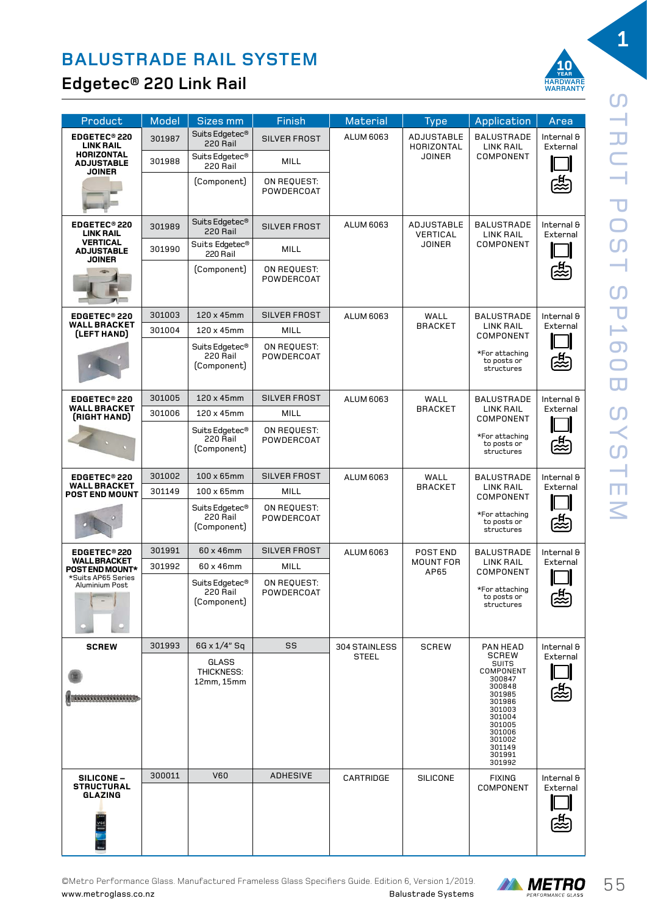# BALUSTRADE RAIL SYSTEM

## Edgetec® 220 Link Rail

10 YEAR HARDWARE WARRANTY

| Product | Model | Sizes mm | Finish | Material | Type | Application | Area |
|---|---|---|---|---|---|---|---|
| EDGETEC® 220 LINK RAIL HORIZONTAL ADJUSTABLE JOINER | 301987 | Suits Edgetec® 220 Rail | SILVER FROST | ALUM 6063 | ADJUSTABLE HORIZONTAL JOINER | BALUSTRADE LINK RAIL COMPONENT | Internal & External |
| | 301988 | Suits Edgetec® 220 Rail | MILL | | | | |
| | | (Component) | ON REQUEST: POWDERCOAT | | | | |
| EDGETEC® 220 LINK RAIL VERTICAL ADJUSTABLE JOINER | 301989 | Suits Edgetec® 220 Rail | SILVER FROST | ALUM 6063 | ADJUSTABLE VERTICAL JOINER | BALUSTRADE LINK RAIL COMPONENT | Internal & External |
| | 301990 | Suits Edgetec® 220 Rail | MILL | | | | |
| | | (Component) | ON REQUEST: POWDERCOAT | | | | |
| EDGETEC® 220 WALL BRACKET (LEFT HAND) | 301003 | 120 x 45mm | SILVER FROST | ALUM 6063 | WALL BRACKET | BALUSTRADE LINK RAIL COMPONENT *For attaching to posts or structures | Internal & External |
| | 301004 | 120 x 45mm | MILL | | | | |
| | | Suits Edgetec® 220 Rail (Component) | ON REQUEST: POWDERCOAT | | | | |
| EDGETEC® 220 WALL BRACKET (RIGHT HAND) | 301005 | 120 x 45mm | SILVER FROST | ALUM 6063 | WALL BRACKET | BALUSTRADE LINK RAIL COMPONENT *For attaching to posts or structures | Internal & External |
| | 301006 | 120 x 45mm | MILL | | | | |
| | | Suits Edgetec® 220 Rail (Component) | ON REQUEST: POWDERCOAT | | | | |
| EDGETEC® 220 WALL BRACKET POST END MOUNT | 301002 | 100 x 65mm | SILVER FROST | ALUM 6063 | WALL BRACKET | BALUSTRADE LINK RAIL COMPONENT *For attaching to posts or structures | Internal & External |
| | 301149 | 100 x 65mm | MILL | | | | |
| | | Suits Edgetec® 220 Rail (Component) | ON REQUEST: POWDERCOAT | | | | |
| EDGETEC® 220 WALL BRACKET POST END MOUNT* *Suits AP65 Series Aluminium Post | 301991 | 60 x 46mm | SILVER FROST | ALUM 6063 | POST END MOUNT FOR AP65 | BALUSTRADE LINK RAIL COMPONENT *For attaching to posts or structures | Internal & External |
| | 301992 | 60 x 46mm | MILL | | | | |
| | | Suits Edgetec® 220 Rail (Component) | ON REQUEST: POWDERCOAT | | | | |
| SCREW | 301993 | 6G x 1/4" Sq | SS | 304 STAINLESS STEEL | SCREW | PAN HEAD SCREW SUITS COMPONENT 300847 300848 301985 301986 301003 301004 301005 301006 301002 301149 301991 301992 | Internal & External |
| | | GLASS THICKNESS: 12mm, 15mm | | | | | |
| SILICONE – STRUCTURAL GLAZING | 300011 | V60 | ADHESIVE | CARTRIDGE | SILICONE | FIXING COMPONENT | Internal & External |

©Metro Performance Glass. Manufactured Frameless Glass Specifiers Guide. Edition 6, Version 1/2019.
www.metroglass.co.nz
Balustrade Systems